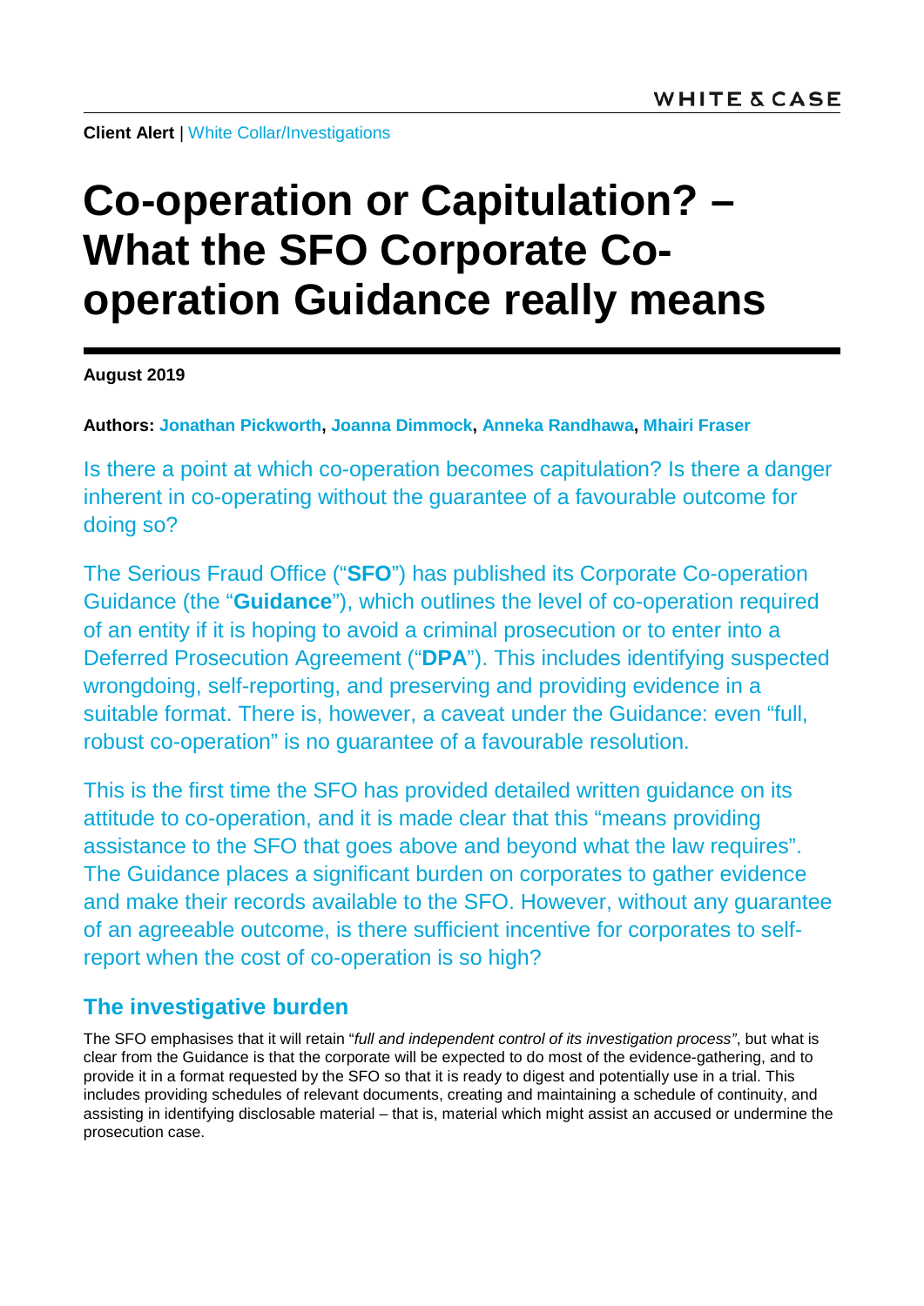**Client Alert** | White Collar/Investigations

# Co-operation or Capitulation? – What the SFO Corporate Co-operation Guidance really means

**August 2019**

**Authors: Jonathan Pickworth, Joanna Dimmock, Anneka Randhawa, Mhairi Fraser**

Is there a point at which co-operation becomes capitulation? Is there a danger inherent in co-operating without the guarantee of a favourable outcome for doing so?

The Serious Fraud Office ("**SFO**") has published its Corporate Co-operation Guidance (the "**Guidance**"), which outlines the level of co-operation required of an entity if it is hoping to avoid a criminal prosecution or to enter into a Deferred Prosecution Agreement ("**DPA**"). This includes identifying suspected wrongdoing, self-reporting, and preserving and providing evidence in a suitable format. There is, however, a caveat under the Guidance: even "full, robust co-operation" is no guarantee of a favourable resolution.

This is the first time the SFO has provided detailed written guidance on its attitude to co-operation, and it is made clear that this "means providing assistance to the SFO that goes above and beyond what the law requires". The Guidance places a significant burden on corporates to gather evidence and make their records available to the SFO. However, without any guarantee of an agreeable outcome, is there sufficient incentive for corporates to self-report when the cost of co-operation is so high?

## The investigative burden

The SFO emphasises that it will retain "*full and independent control of its investigation process*", but what is clear from the Guidance is that the corporate will be expected to do most of the evidence-gathering, and to provide it in a format requested by the SFO so that it is ready to digest and potentially use in a trial. This includes providing schedules of relevant documents, creating and maintaining a schedule of continuity, and assisting in identifying disclosable material – that is, material which might assist an accused or undermine the prosecution case.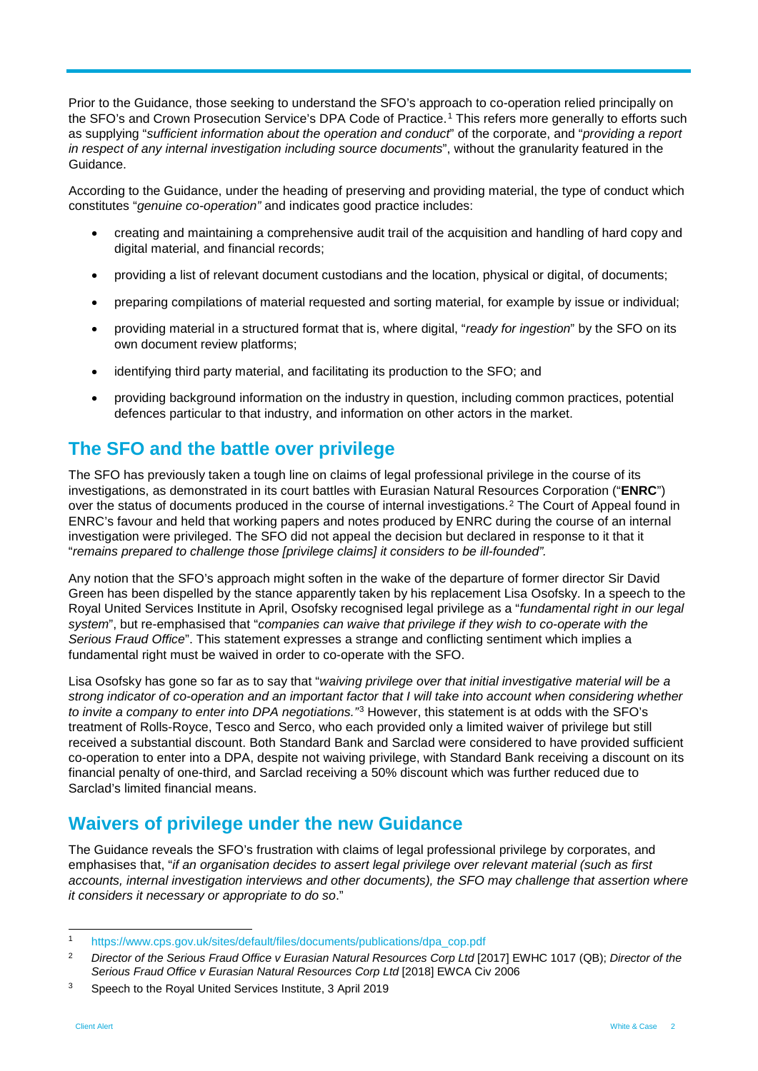Prior to the Guidance, those seeking to understand the SFO's approach to co-operation relied principally on the SFO's and Crown Prosecution Service's DPA Code of Practice.[1] This refers more generally to efforts such as supplying "*sufficient information about the operation and conduct*" of the corporate, and "*providing a report in respect of any internal investigation including source documents*", without the granularity featured in the Guidance.

According to the Guidance, under the heading of preserving and providing material, the type of conduct which constitutes "*genuine co-operation"* and indicates good practice includes:

- creating and maintaining a comprehensive audit trail of the acquisition and handling of hard copy and digital material, and financial records;
- providing a list of relevant document custodians and the location, physical or digital, of documents;
- preparing compilations of material requested and sorting material, for example by issue or individual;
- providing material in a structured format that is, where digital, "*ready for ingestion*" by the SFO on its own document review platforms;
- identifying third party material, and facilitating its production to the SFO; and
- providing background information on the industry in question, including common practices, potential defences particular to that industry, and information on other actors in the market.

## The SFO and the battle over privilege

The SFO has previously taken a tough line on claims of legal professional privilege in the course of its investigations, as demonstrated in its court battles with Eurasian Natural Resources Corporation ("**ENRC**") over the status of documents produced in the course of internal investigations.[2] The Court of Appeal found in ENRC's favour and held that working papers and notes produced by ENRC during the course of an internal investigation were privileged. The SFO did not appeal the decision but declared in response to it that it "*remains prepared to challenge those [privilege claims] it considers to be ill-founded".*

Any notion that the SFO's approach might soften in the wake of the departure of former director Sir David Green has been dispelled by the stance apparently taken by his replacement Lisa Osofsky. In a speech to the Royal United Services Institute in April, Osofsky recognised legal privilege as a "*fundamental right in our legal system*", but re-emphasised that "*companies can waive that privilege if they wish to co-operate with the Serious Fraud Office*". This statement expresses a strange and conflicting sentiment which implies a fundamental right must be waived in order to co-operate with the SFO.

Lisa Osofsky has gone so far as to say that "*waiving privilege over that initial investigative material will be a strong indicator of co-operation and an important factor that I will take into account when considering whether to invite a company to enter into DPA negotiations."*[3] However, this statement is at odds with the SFO's treatment of Rolls-Royce, Tesco and Serco, who each provided only a limited waiver of privilege but still received a substantial discount. Both Standard Bank and Sarclad were considered to have provided sufficient co-operation to enter into a DPA, despite not waiving privilege, with Standard Bank receiving a discount on its financial penalty of one-third, and Sarclad receiving a 50% discount which was further reduced due to Sarclad's limited financial means.

## Waivers of privilege under the new Guidance

The Guidance reveals the SFO's frustration with claims of legal professional privilege by corporates, and emphasises that, "*if an organisation decides to assert legal privilege over relevant material (such as first accounts, internal investigation interviews and other documents), the SFO may challenge that assertion where it considers it necessary or appropriate to do so*."

---

[1] https://www.cps.gov.uk/sites/default/files/documents/publications/dpa_cop.pdf

[2] *Director of the Serious Fraud Office v Eurasian Natural Resources Corp Ltd* [2017] EWHC 1017 (QB); *Director of the Serious Fraud Office v Eurasian Natural Resources Corp Ltd* [2018] EWCA Civ 2006

[3] Speech to the Royal United Services Institute, 3 April 2019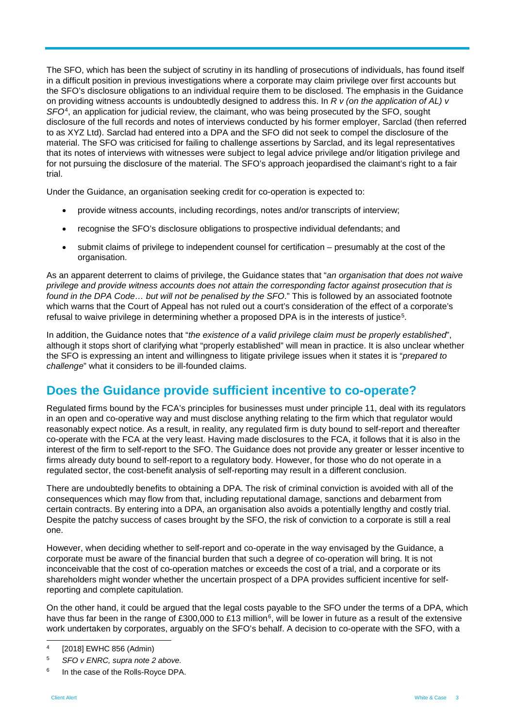The SFO, which has been the subject of scrutiny in its handling of prosecutions of individuals, has found itself in a difficult position in previous investigations where a corporate may claim privilege over first accounts but the SFO's disclosure obligations to an individual require them to be disclosed. The emphasis in the Guidance on providing witness accounts is undoubtedly designed to address this. In *R v (on the application of AL) v SFO*[4], an application for judicial review, the claimant, who was being prosecuted by the SFO, sought disclosure of the full records and notes of interviews conducted by his former employer, Sarclad (then referred to as XYZ Ltd). Sarclad had entered into a DPA and the SFO did not seek to compel the disclosure of the material. The SFO was criticised for failing to challenge assertions by Sarclad, and its legal representatives that its notes of interviews with witnesses were subject to legal advice privilege and/or litigation privilege and for not pursuing the disclosure of the material. The SFO's approach jeopardised the claimant's right to a fair trial.

Under the Guidance, an organisation seeking credit for co-operation is expected to:

- provide witness accounts, including recordings, notes and/or transcripts of interview;
- recognise the SFO's disclosure obligations to prospective individual defendants; and
- submit claims of privilege to independent counsel for certification – presumably at the cost of the organisation.

As an apparent deterrent to claims of privilege, the Guidance states that "*an organisation that does not waive privilege and provide witness accounts does not attain the corresponding factor against prosecution that is found in the DPA Code… but will not be penalised by the SFO*." This is followed by an associated footnote which warns that the Court of Appeal has not ruled out a court's consideration of the effect of a corporate's refusal to waive privilege in determining whether a proposed DPA is in the interests of justice[5].

In addition, the Guidance notes that "*the existence of a valid privilege claim must be properly established*", although it stops short of clarifying what "properly established" will mean in practice. It is also unclear whether the SFO is expressing an intent and willingness to litigate privilege issues when it states it is "*prepared to challenge*" what it considers to be ill-founded claims.

## Does the Guidance provide sufficient incentive to co-operate?

Regulated firms bound by the FCA's principles for businesses must under principle 11, deal with its regulators in an open and co-operative way and must disclose anything relating to the firm which that regulator would reasonably expect notice. As a result, in reality, any regulated firm is duty bound to self-report and thereafter co-operate with the FCA at the very least. Having made disclosures to the FCA, it follows that it is also in the interest of the firm to self-report to the SFO. The Guidance does not provide any greater or lesser incentive to firms already duty bound to self-report to a regulatory body. However, for those who do not operate in a regulated sector, the cost-benefit analysis of self-reporting may result in a different conclusion.

There are undoubtedly benefits to obtaining a DPA. The risk of criminal conviction is avoided with all of the consequences which may flow from that, including reputational damage, sanctions and debarment from certain contracts. By entering into a DPA, an organisation also avoids a potentially lengthy and costly trial. Despite the patchy success of cases brought by the SFO, the risk of conviction to a corporate is still a real one.

However, when deciding whether to self-report and co-operate in the way envisaged by the Guidance, a corporate must be aware of the financial burden that such a degree of co-operation will bring. It is not inconceivable that the cost of co-operation matches or exceeds the cost of a trial, and a corporate or its shareholders might wonder whether the uncertain prospect of a DPA provides sufficient incentive for self-reporting and complete capitulation.

On the other hand, it could be argued that the legal costs payable to the SFO under the terms of a DPA, which have thus far been in the range of £300,000 to £13 million[6], will be lower in future as a result of the extensive work undertaken by corporates, arguably on the SFO's behalf. A decision to co-operate with the SFO, with a

---

[4] [2018] EWHC 856 (Admin)

[5] *SFO v ENRC, supra note 2 above.*

[6] In the case of the Rolls-Royce DPA.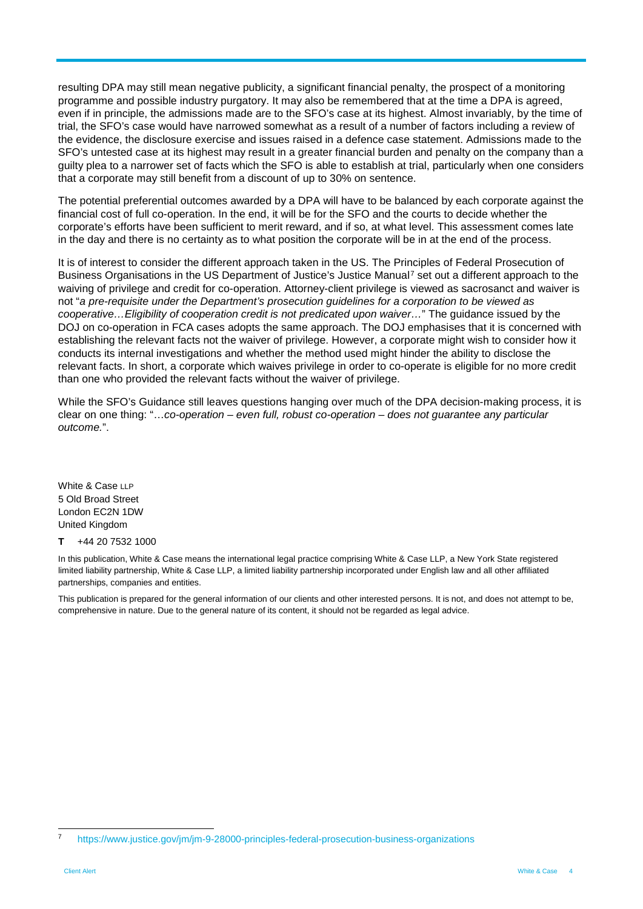resulting DPA may still mean negative publicity, a significant financial penalty, the prospect of a monitoring programme and possible industry purgatory. It may also be remembered that at the time a DPA is agreed, even if in principle, the admissions made are to the SFO's case at its highest. Almost invariably, by the time of trial, the SFO's case would have narrowed somewhat as a result of a number of factors including a review of the evidence, the disclosure exercise and issues raised in a defence case statement. Admissions made to the SFO's untested case at its highest may result in a greater financial burden and penalty on the company than a guilty plea to a narrower set of facts which the SFO is able to establish at trial, particularly when one considers that a corporate may still benefit from a discount of up to 30% on sentence.

The potential preferential outcomes awarded by a DPA will have to be balanced by each corporate against the financial cost of full co-operation. In the end, it will be for the SFO and the courts to decide whether the corporate's efforts have been sufficient to merit reward, and if so, at what level. This assessment comes late in the day and there is no certainty as to what position the corporate will be in at the end of the process.

It is of interest to consider the different approach taken in the US. The Principles of Federal Prosecution of Business Organisations in the US Department of Justice's Justice Manual[7] set out a different approach to the waiving of privilege and credit for co-operation. Attorney-client privilege is viewed as sacrosanct and waiver is not "*a pre-requisite under the Department's prosecution guidelines for a corporation to be viewed as cooperative…Eligibility of cooperation credit is not predicated upon waiver…*" The guidance issued by the DOJ on co-operation in FCA cases adopts the same approach. The DOJ emphasises that it is concerned with establishing the relevant facts not the waiver of privilege. However, a corporate might wish to consider how it conducts its internal investigations and whether the method used might hinder the ability to disclose the relevant facts. In short, a corporate which waives privilege in order to co-operate is eligible for no more credit than one who provided the relevant facts without the waiver of privilege.

While the SFO's Guidance still leaves questions hanging over much of the DPA decision-making process, it is clear on one thing: "…*co-operation – even full, robust co-operation – does not guarantee any particular outcome.*".

White & Case LLP
5 Old Broad Street
London EC2N 1DW
United Kingdom

**T** +44 20 7532 1000

In this publication, White & Case means the international legal practice comprising White & Case LLP, a New York State registered limited liability partnership, White & Case LLP, a limited liability partnership incorporated under English law and all other affiliated partnerships, companies and entities.

This publication is prepared for the general information of our clients and other interested persons. It is not, and does not attempt to be, comprehensive in nature. Due to the general nature of its content, it should not be regarded as legal advice.

[7] https://www.justice.gov/jm/jm-9-28000-principles-federal-prosecution-business-organizations